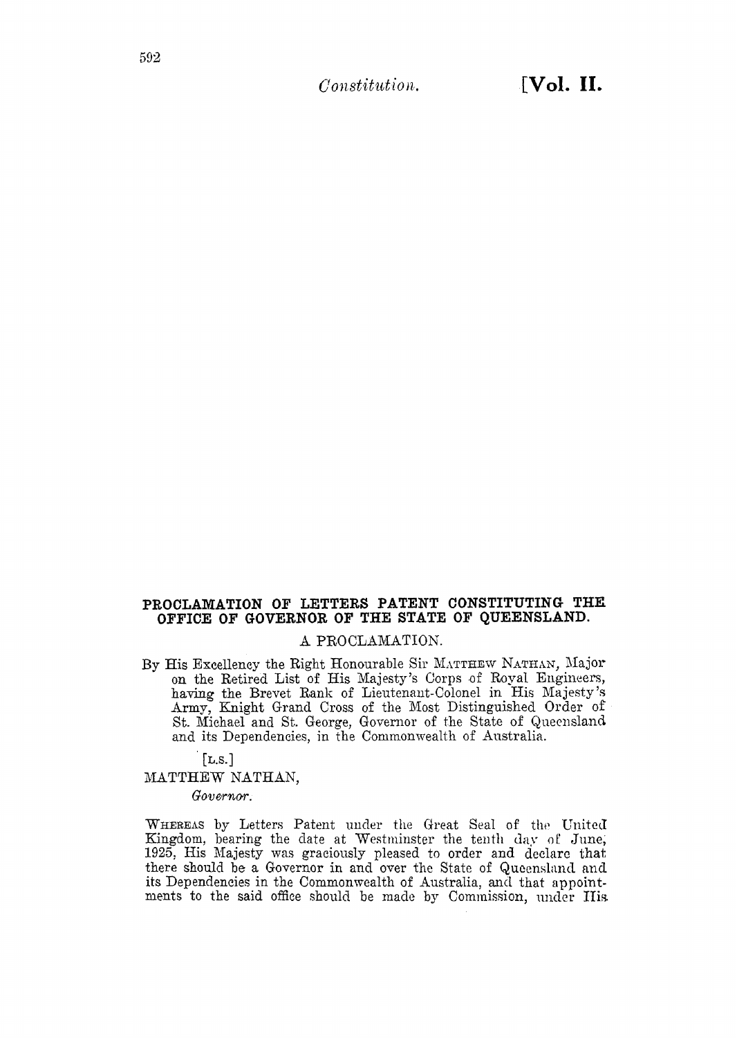## PROCLAMATION OF LETTERS PATENT CONSTITUTING THE OFFICE OF GOVERNOR OF THE STATE OF QUEENSLAND.

A PROCLAMATION.

By His Excellency the Right Honourable Sir MATTHEW NATHAN, Major on the Retired List of His Majesty's Corps of Royal Engineers, having the Brevet Rank of Lieutenant-Colonel in His Majesty's Army, Knight Grand Cross of the Most Distinguished Order of St. Michael and St. George, Governor of the State of Queensland and its Dependencies, in the Commonwealth of Australia.

[L.S.]

MATTHEW NATHAN,

*Governor.*

WHEREAS by Letters Patent under the Great Seal of the United Kingdom, bearing the date at Westminster the tenth day of June, 1925, His Majesty was graciously pleased to order and declare that there should be a Governor in and over the State of Queensland and its Dependencies in the Commonwealth of Australia, and that appointments to the said office should be made by Commission, under His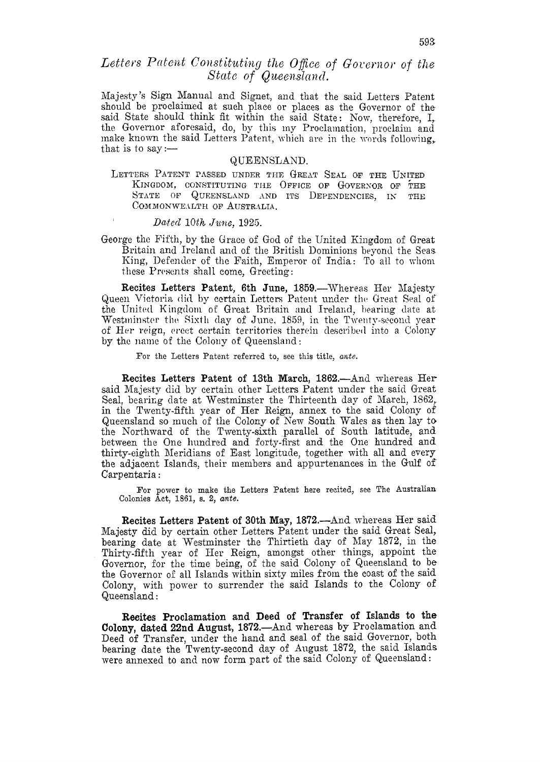## *Letters Patent Constituting the Office of Governor of the State of Queensland.*

Majesty's Sign Manual and Signet, and that the said Letters Patent should be proclaimed at such place or places as the Governor of the said State should think fit within the said State: Now, therefore, I, the Governor aforesaid, do, by this my Proclamation, proclaim and make known the said Letters Patent, which are in the words following, that is to say:—

### QUEENSLAND.

LETTERS PATENT PASSED UNDER THE GREAT SEAL OF THE UNITED KINGDOM, CONSTITUTING THE OFFICE OF GOVERNOR OF THE STATE OF QUEENSLAND AND ITS DEPENDENCIES, IN THE COMMONWEALTH OF AUSTRALIA.

*Dated 10th June, 1925.*

George the Fifth, by the Grace of God of the United Kingdom of Great Britain and Ireland and of the British Dominions beyond the Seas King, Defender of the Faith, Emperor of India: To all to whom these Presents shall come, Greeting:

**Recites Letters Patent, 6th June, 1859.**—Whereas Her Majesty Queen Victoria did by certain Letters Patent under the Great Seal of the United Kingdom of Great Britain and Ireland, bearing date at Westminster the Sixth day of June, 1859, in the Twenty-second year of Her reign, erect certain territories therein described into a Colony by the name of the Colony of Queensland:

For the Letters Patent referred to, see this title, *ante.*

**Recites Letters Patent of 13th March, 1862.**—And whereas Her said Majesty did by certain other Letters Patent under the said Great Seal, bearing date at Westminster the Thirteenth day of March, 1862, in the Twenty-fifth year of Her Reign, annex to the said Colony of Queensland so much of the Colony of New South Wales as then lay to the Northward of the Twenty-sixth parallel of South latitude, and between the One hundred and forty-first and the One hundred and thirty-eighth Meridians of East longitude, together with all and every the adjacent Islands, their members and appurtenances in the Gulf of Carpentaria:

For power to make the Letters Patent here recited, see The Australian Colonies Act, 1861, s. 2, *ante.*

**Recites Letters Patent of 30th May, 1872.**—And whereas Her said Majesty did by certain other Letters Patent under the said Great Seal, bearing date at Westminster the Thirtieth day of May 1872, in the Thirty-fifth year of Her Reign, amongst other things, appoint the Governor, for the time being, of the said Colony of Queensland to be the Governor of all Islands within sixty miles from the coast of the said Colony, with power to surrender the said Islands to the Colony of Queensland:

**Recites Proclamation and Deed of Transfer of Islands to the Colony, dated 22nd August, 1872.**—And whereas by Proclamation and Deed of Transfer, under the hand and seal of the said Governor, both bearing date the Twenty-second day of August 1872, the said Islands were annexed to and now form part of the said Colony of Queensland: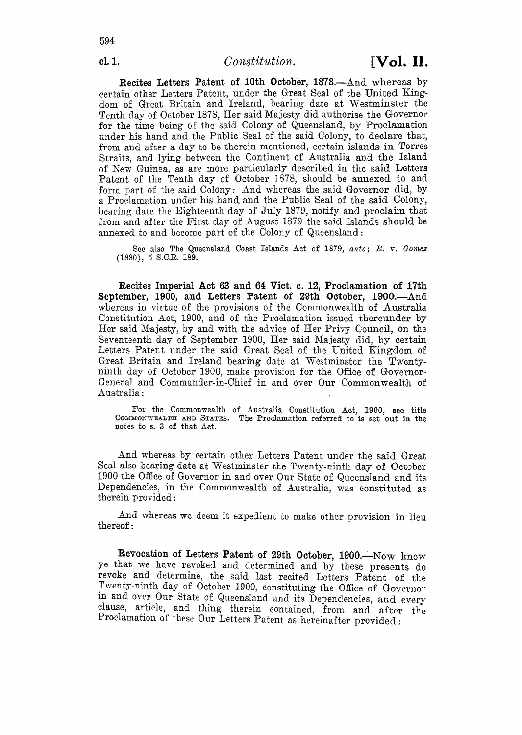cl. 1.

**Recites Letters Patent of 10th October, 1878.**—And whereas by certain other Letters Patent, under the Great Seal of the United Kingdom of Great Britain and Ireland, bearing date at Westminster the Tenth day of October 1878, Her said Majesty did authorise the Governor for the time being of the said Colony of Queensland, by Proclamation under his hand and the Public Seal of the said Colony, to declare that, from and after a day to be therein mentioned, certain islands in Torres Straits, and lying between the Continent of Australia and the Island of New Guinea, as are more particularly described in the said Letters Patent of the Tenth day of October 1878, should be annexed to and form part of the said Colony: And whereas the said Governor did, by a Proclamation under his hand and the Public Seal of the said Colony, bearing date the Eighteenth day of July 1879, notify and proclaim that from and after the First day of August 1879 the said Islands should be annexed to and become part of the Colony of Queensland:

See also The Queensland Coast Islands Act of 1879, *ante*; *R.* v. *Gomez* (1880), 5 S.C.R. 189.

**Recites Imperial Act 63 and 64 Vict. c. 12, Proclamation of 17th September, 1900, and Letters Patent of 29th October, 1900.**—And whereas in virtue of the provisions of the Commonwealth of Australia Constitution Act, 1900, and of the Proclamation issued thereunder by Her said Majesty, by and with the advice of Her Privy Council, on the Seventeenth day of September 1900, Her said Majesty did, by certain Letters Patent under the said Great Seal of the United Kingdom of Great Britain and Ireland bearing date at Westminster the Twenty-ninth day of October 1900, make provision for the Office of Governor-General and Commander-in-Chief in and over Our Commonwealth of Australia:

For the Commonwealth of Australia Constitution Act, 1900, see title COMMONWEALTH AND STATES. The Proclamation referred to is set out in the notes to s. 3 of that Act.

And whereas by certain other Letters Patent under the said Great Seal also bearing date at Westminster the Twenty-ninth day of October 1900 the Office of Governor in and over Our State of Queensland and its Dependencies, in the Commonwealth of Australia, was constituted as therein provided:

And whereas we deem it expedient to make other provision in lieu thereof:

**Revocation of Letters Patent of 29th October, 1900.**—Now know ye that we have revoked and determined and by these presents do revoke and determine, the said last recited Letters Patent of the Twenty-ninth day of October 1900, constituting the Office of Governor in and over Our State of Queensland and its Dependencies, and every clause, article, and thing therein contained, from and after the Proclamation of these Our Letters Patent as hereinafter provided: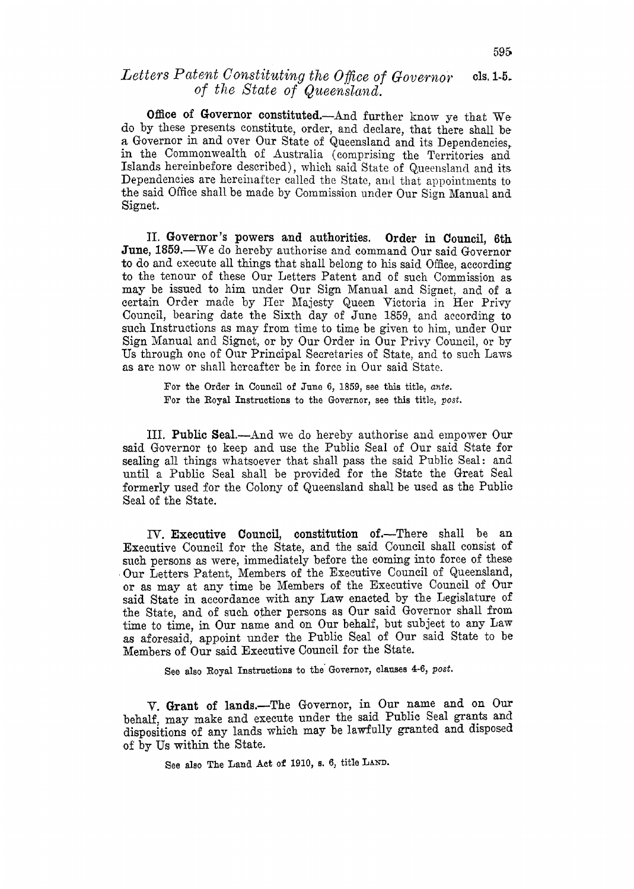## *Letters Patent Constituting the Office of Governor of the State of Queensland.*

cls. 1-5.

**Office of Governor constituted.**—And further know ye that We do by these presents constitute, order, and declare, that there shall be a Governor in and over Our State of Queensland and its Dependencies, in the Commonwealth of Australia (comprising the Territories and Islands hereinbefore described), which said State of Queensland and its Dependencies are hereinafter called the State, and that appointments to the said Office shall be made by Commission under Our Sign Manual and Signet.

II. **Governor's powers and authorities. Order in Council, 6th June, 1859.**—We do hereby authorise and command Our said Governor to do and execute all things that shall belong to his said Office, according to the tenour of these Our Letters Patent and of such Commission as may be issued to him under Our Sign Manual and Signet, and of a certain Order made by Her Majesty Queen Victoria in Her Privy Council, bearing date the Sixth day of June 1859, and according to such Instructions as may from time to time be given to him, under Our Sign Manual and Signet, or by Our Order in Our Privy Council, or by Us through one of Our Principal Secretaries of State, and to such Laws as are now or shall hereafter be in force in Our said State.

For the Order in Council of June 6, 1859, see this title, *ante*.
For the Royal Instructions to the Governor, see this title, *post*.

III. **Public Seal.**—And we do hereby authorise and empower Our said Governor to keep and use the Public Seal of Our said State for sealing all things whatsoever that shall pass the said Public Seal: and until a Public Seal shall be provided for the State the Great Seal formerly used for the Colony of Queensland shall be used as the Public Seal of the State.

IV. **Executive Council, constitution of.**—There shall be an Executive Council for the State, and the said Council shall consist of such persons as were, immediately before the coming into force of these Our Letters Patent, Members of the Executive Council of Queensland, or as may at any time be Members of the Executive Council of Our said State in accordance with any Law enacted by the Legislature of the State, and of such other persons as Our said Governor shall from time to time, in Our name and on Our behalf, but subject to any Law as aforesaid, appoint under the Public Seal of Our said State to be Members of Our said Executive Council for the State.

See also Royal Instructions to the Governor, clauses 4-6, *post*.

V. **Grant of lands.**—The Governor, in Our name and on Our behalf, may make and execute under the said Public Seal grants and dispositions of any lands which may be lawfully granted and disposed of by Us within the State.

See also The Land Act of 1910, s. 6, title LAND.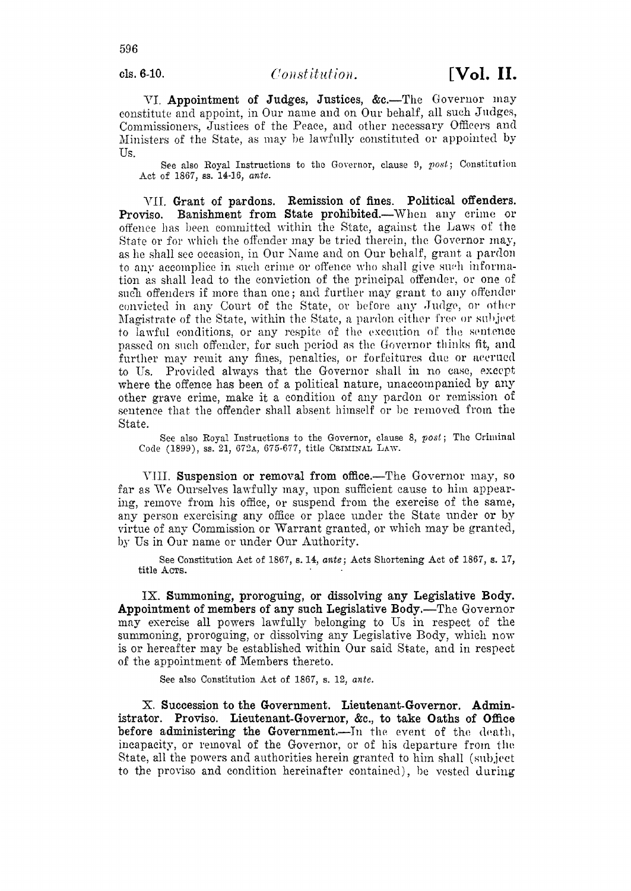VI. **Appointment of Judges, Justices, &c.**—The Governor may constitute and appoint, in Our name and on Our behalf, all such Judges, Commissioners, Justices of the Peace, and other necessary Officers and Ministers of the State, as may be lawfully constituted or appointed by Us.

See also Royal Instructions to the Governor, clause 9, *post*; Constitution Act of 1867, ss. 14-16, *ante*.

VII. **Grant of pardons. Remission of fines. Political offenders. Proviso. Banishment from State prohibited.**—When any crime or offence has been committed within the State, against the Laws of the State or for which the offender may be tried therein, the Governor may, as he shall see occasion, in Our Name and on Our behalf, grant a pardon to any accomplice in such crime or offence who shall give such information as shall lead to the conviction of the principal offender, or one of such offenders if more than one; and further may grant to any offender convicted in any Court of the State, or before any Judge, or other Magistrate of the State, within the State, a pardon either free or subject to lawful conditions, or any respite of the execution of the sentence passed on such offender, for such period as the Governor thinks fit, and further may remit any fines, penalties, or forfeitures due or accrued to Us. Provided always that the Governor shall in no case, except where the offence has been of a political nature, unaccompanied by any other grave crime, make it a condition of any pardon or remission of sentence that the offender shall absent himself or be removed from the State.

See also Royal Instructions to the Governor, clause 8, *post*; The Criminal Code (1899), ss. 21, 672A, 675-677, title CRIMINAL LAW.

VIII. **Suspension or removal from office.**—The Governor may, so far as We Ourselves lawfully may, upon sufficient cause to him appearing, remove from his office, or suspend from the exercise of the same, any person exercising any office or place under the State under or by virtue of any Commission or Warrant granted, or which may be granted, by Us in Our name or under Our Authority.

See Constitution Act of 1867, s. 14, *ante*; Acts Shortening Act of 1867, s. 17, title ACTS.

IX. **Summoning, proroguing, or dissolving any Legislative Body. Appointment of members of any such Legislative Body.**—The Governor may exercise all powers lawfully belonging to Us in respect of the summoning, proroguing, or dissolving any Legislative Body, which now is or hereafter may be established within Our said State, and in respect of the appointment of Members thereto.

See also Constitution Act of 1867, s. 12, *ante*.

X. **Succession to the Government. Lieutenant-Governor. Administrator. Proviso. Lieutenant-Governor, &c., to take Oaths of Office before administering the Government.**—In the event of the death, incapacity, or removal of the Governor, or of his departure from the State, all the powers and authorities herein granted to him shall (subject to the proviso and condition hereinafter contained), be vested during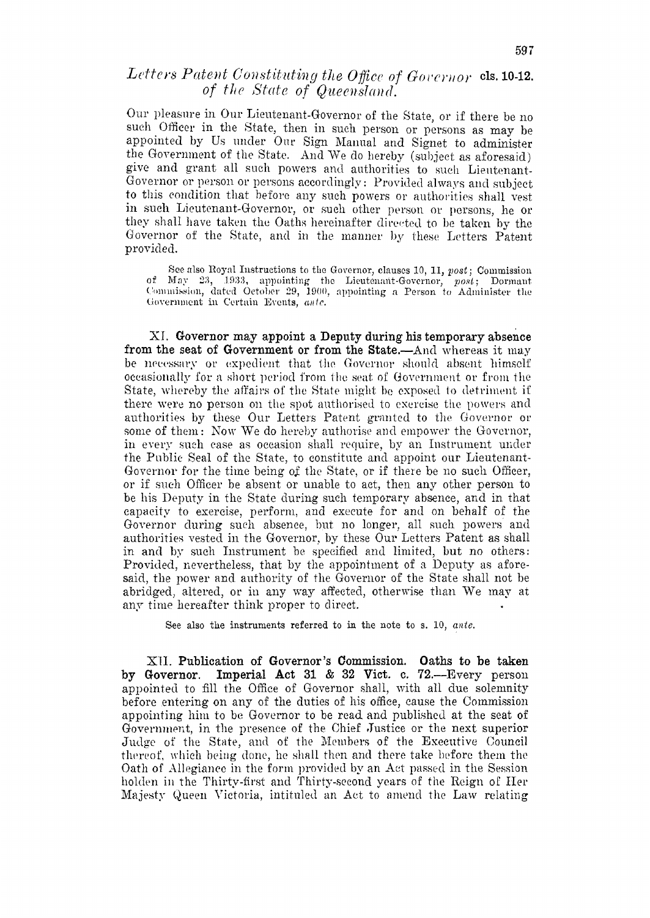Our pleasure in Our Lieutenant-Governor of the State, or if there be no such Officer in the State, then in such person or persons as may be appointed by Us under Our Sign Manual and Signet to administer the Government of the State. And We do hereby (subject as aforesaid) give and grant all such powers and authorities to such Lieutenant-Governor or person or persons accordingly: Provided always and subject to this condition that before any such powers or authorities shall vest in such Lieutenant-Governor, or such other person or persons, he or they shall have taken the Oaths hereinafter directed to be taken by the Governor of the State, and in the manner by these Letters Patent provided.

See also Royal Instructions to the Governor, clauses 10, 11, *post*; Commission of May 23, 1933, appointing the Lieutenant-Governor, *post*; Dormant Commission, dated October 29, 1900, appointing a Person to Administer the Government in Certain Events, *ante*.

XI. **Governor may appoint a Deputy during his temporary absence from the seat of Government or from the State.**—And whereas it may be necessary or expedient that the Governor should absent himself occasionally for a short period from the seat of Government or from the State, whereby the affairs of the State might be exposed to detriment if there were no person on the spot authorised to exercise the powers and authorities by these Our Letters Patent granted to the Governor or some of them: Now We do hereby authorise and empower the Governor, in every such case as occasion shall require, by an Instrument under the Public Seal of the State, to constitute and appoint our Lieutenant-Governor for the time being of the State, or if there be no such Officer, or if such Officer be absent or unable to act, then any other person to be his Deputy in the State during such temporary absence, and in that capacity to exercise, perform, and execute for and on behalf of the Governor during such absence, but no longer, all such powers and authorities vested in the Governor, by these Our Letters Patent as shall in and by such Instrument be specified and limited, but no others: Provided, nevertheless, that by the appointment of a Deputy as aforesaid, the power and authority of the Governor of the State shall not be abridged, altered, or in any way affected, otherwise than We may at any time hereafter think proper to direct.

See also the instruments referred to in the note to s. 10, *ante*.

XII. **Publication of Governor's Commission. Oaths to be taken by Governor. Imperial Act 31 & 32 Vict. c. 72.**—Every person appointed to fill the Office of Governor shall, with all due solemnity before entering on any of the duties of his office, cause the Commission appointing him to be Governor to be read and published at the seat of Government, in the presence of the Chief Justice or the next superior Judge of the State, and of the Members of the Executive Council thereof, which being done, he shall then and there take before them the Oath of Allegiance in the form provided by an Act passed in the Session holden in the Thirty-first and Thirty-second years of the Reign of Her Majesty Queen Victoria, intituled an Act to amend the Law relating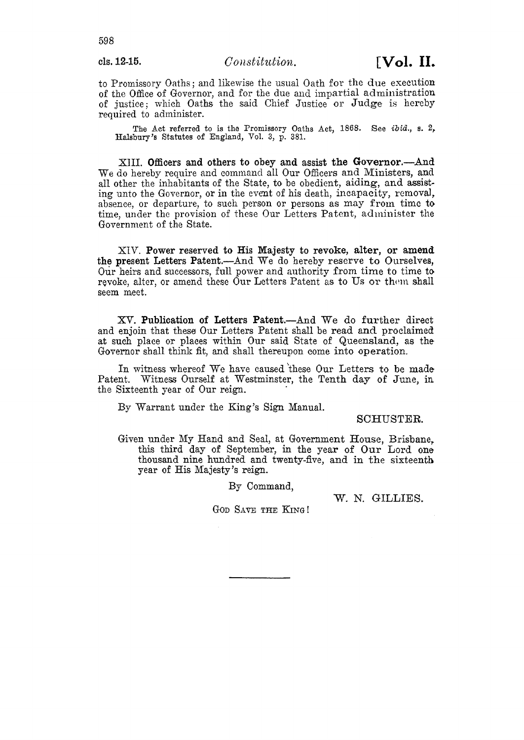to Promissory Oaths; and likewise the usual Oath for the due execution of the Office of Governor, and for the due and impartial administration of justice; which Oaths the said Chief Justice or Judge is hereby required to administer.

The Act referred to is the Promissory Oaths Act, 1868. See *ibid.*, s. 2, Halsbury's Statutes of England, Vol. 3, p. 381.

XIII. **Officers and others to obey and assist the Governor.**—And We do hereby require and command all Our Officers and Ministers, and all other the inhabitants of the State, to be obedient, aiding, and assisting unto the Governor, or in the event of his death, incapacity, removal, absence, or departure, to such person or persons as may from time to time, under the provision of these Our Letters Patent, administer the Government of the State.

XIV. **Power reserved to His Majesty to revoke, alter, or amend the present Letters Patent.**—And We do hereby reserve to Ourselves, Our heirs and successors, full power and authority from time to time to revoke, alter, or amend these Our Letters Patent as to Us or them shall seem meet.

XV. **Publication of Letters Patent.**—And We do further direct and enjoin that these Our Letters Patent shall be read and proclaimed at such place or places within Our said State of Queensland, as the Governor shall think fit, and shall thereupon come into operation.

In witness whereof We have caused these Our Letters to be made Patent. Witness Ourself at Westminster, the Tenth day of June, in the Sixteenth year of Our reign.

By Warrant under the King's Sign Manual.

SCHUSTER.

Given under My Hand and Seal, at Government House, Brisbane, this third day of September, in the year of Our Lord one thousand nine hundred and twenty-five, and in the sixteenth year of His Majesty's reign.

By Command,

W. N. GILLIES.

GOD SAVE THE KING!